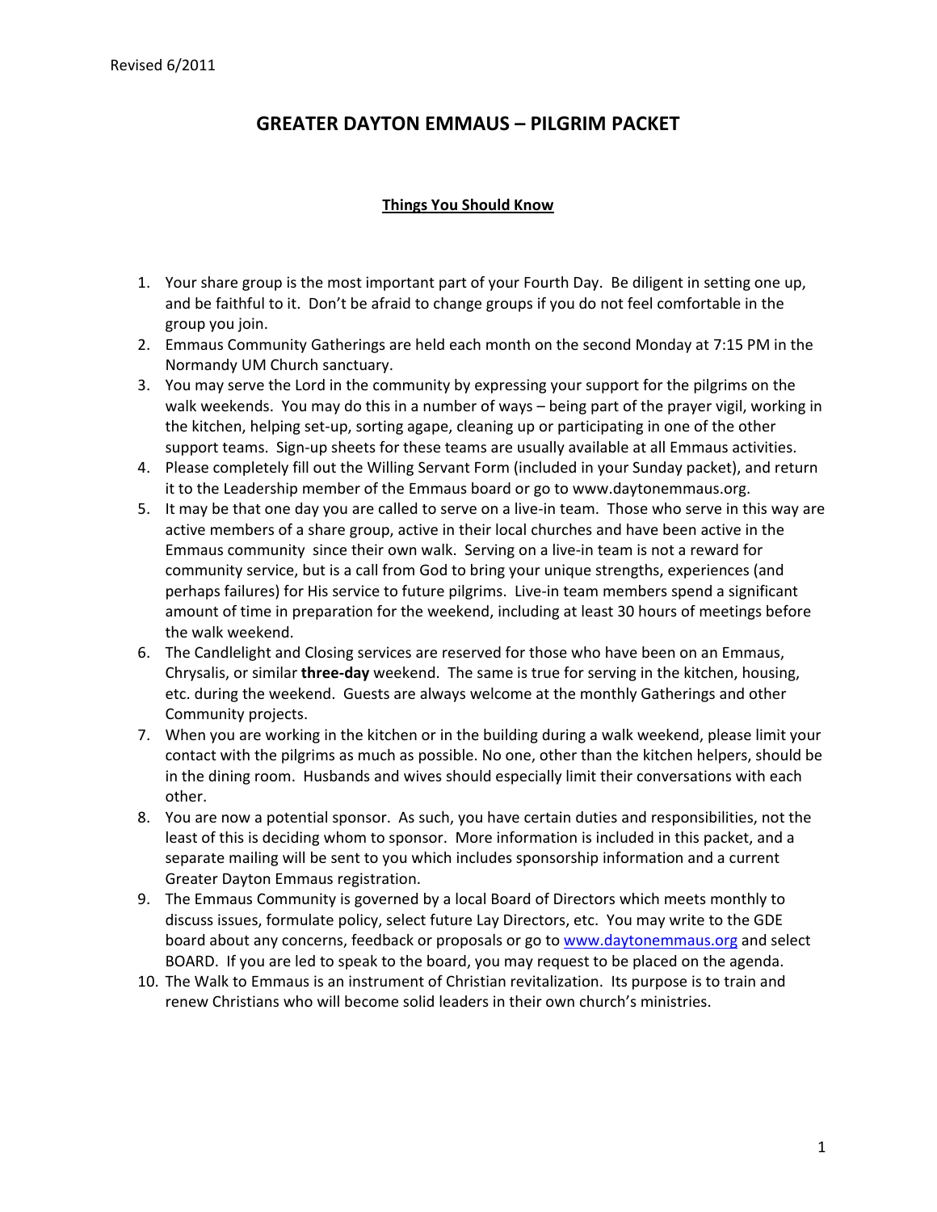Revised 6/2011

# GREATER DAYTON EMMAUS – PILGRIM PACKET

## Things You Should Know

1. Your share group is the most important part of your Fourth Day. Be diligent in setting one up, and be faithful to it. Don't be afraid to change groups if you do not feel comfortable in the group you join.
2. Emmaus Community Gatherings are held each month on the second Monday at 7:15 PM in the Normandy UM Church sanctuary.
3. You may serve the Lord in the community by expressing your support for the pilgrims on the walk weekends. You may do this in a number of ways – being part of the prayer vigil, working in the kitchen, helping set-up, sorting agape, cleaning up or participating in one of the other support teams. Sign-up sheets for these teams are usually available at all Emmaus activities.
4. Please completely fill out the Willing Servant Form (included in your Sunday packet), and return it to the Leadership member of the Emmaus board or go to www.daytonemmaus.org.
5. It may be that one day you are called to serve on a live-in team. Those who serve in this way are active members of a share group, active in their local churches and have been active in the Emmaus community since their own walk. Serving on a live-in team is not a reward for community service, but is a call from God to bring your unique strengths, experiences (and perhaps failures) for His service to future pilgrims. Live-in team members spend a significant amount of time in preparation for the weekend, including at least 30 hours of meetings before the walk weekend.
6. The Candlelight and Closing services are reserved for those who have been on an Emmaus, Chrysalis, or similar **three-day** weekend. The same is true for serving in the kitchen, housing, etc. during the weekend. Guests are always welcome at the monthly Gatherings and other Community projects.
7. When you are working in the kitchen or in the building during a walk weekend, please limit your contact with the pilgrims as much as possible. No one, other than the kitchen helpers, should be in the dining room. Husbands and wives should especially limit their conversations with each other.
8. You are now a potential sponsor. As such, you have certain duties and responsibilities, not the least of this is deciding whom to sponsor. More information is included in this packet, and a separate mailing will be sent to you which includes sponsorship information and a current Greater Dayton Emmaus registration.
9. The Emmaus Community is governed by a local Board of Directors which meets monthly to discuss issues, formulate policy, select future Lay Directors, etc. You may write to the GDE board about any concerns, feedback or proposals or go to www.daytonemmaus.org and select BOARD. If you are led to speak to the board, you may request to be placed on the agenda.
10. The Walk to Emmaus is an instrument of Christian revitalization. Its purpose is to train and renew Christians who will become solid leaders in their own church's ministries.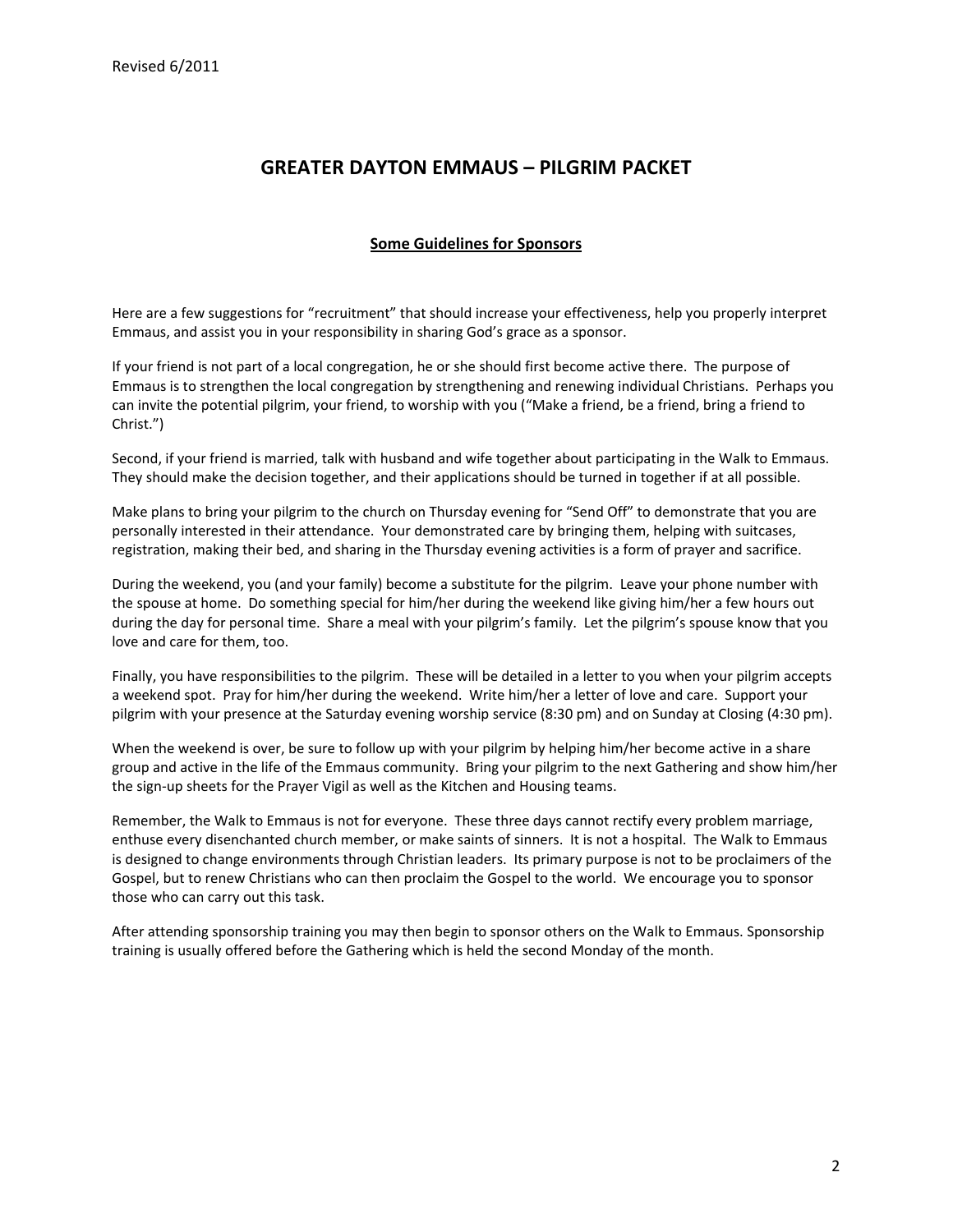# GREATER DAYTON EMMAUS – PILGRIM PACKET

## Some Guidelines for Sponsors

Here are a few suggestions for "recruitment" that should increase your effectiveness, help you properly interpret Emmaus, and assist you in your responsibility in sharing God's grace as a sponsor.

If your friend is not part of a local congregation, he or she should first become active there. The purpose of Emmaus is to strengthen the local congregation by strengthening and renewing individual Christians. Perhaps you can invite the potential pilgrim, your friend, to worship with you ("Make a friend, be a friend, bring a friend to Christ.")

Second, if your friend is married, talk with husband and wife together about participating in the Walk to Emmaus. They should make the decision together, and their applications should be turned in together if at all possible.

Make plans to bring your pilgrim to the church on Thursday evening for "Send Off" to demonstrate that you are personally interested in their attendance. Your demonstrated care by bringing them, helping with suitcases, registration, making their bed, and sharing in the Thursday evening activities is a form of prayer and sacrifice.

During the weekend, you (and your family) become a substitute for the pilgrim. Leave your phone number with the spouse at home. Do something special for him/her during the weekend like giving him/her a few hours out during the day for personal time. Share a meal with your pilgrim's family. Let the pilgrim's spouse know that you love and care for them, too.

Finally, you have responsibilities to the pilgrim. These will be detailed in a letter to you when your pilgrim accepts a weekend spot. Pray for him/her during the weekend. Write him/her a letter of love and care. Support your pilgrim with your presence at the Saturday evening worship service (8:30 pm) and on Sunday at Closing (4:30 pm).

When the weekend is over, be sure to follow up with your pilgrim by helping him/her become active in a share group and active in the life of the Emmaus community. Bring your pilgrim to the next Gathering and show him/her the sign-up sheets for the Prayer Vigil as well as the Kitchen and Housing teams.

Remember, the Walk to Emmaus is not for everyone. These three days cannot rectify every problem marriage, enthuse every disenchanted church member, or make saints of sinners. It is not a hospital. The Walk to Emmaus is designed to change environments through Christian leaders. Its primary purpose is not to be proclaimers of the Gospel, but to renew Christians who can then proclaim the Gospel to the world. We encourage you to sponsor those who can carry out this task.

After attending sponsorship training you may then begin to sponsor others on the Walk to Emmaus. Sponsorship training is usually offered before the Gathering which is held the second Monday of the month.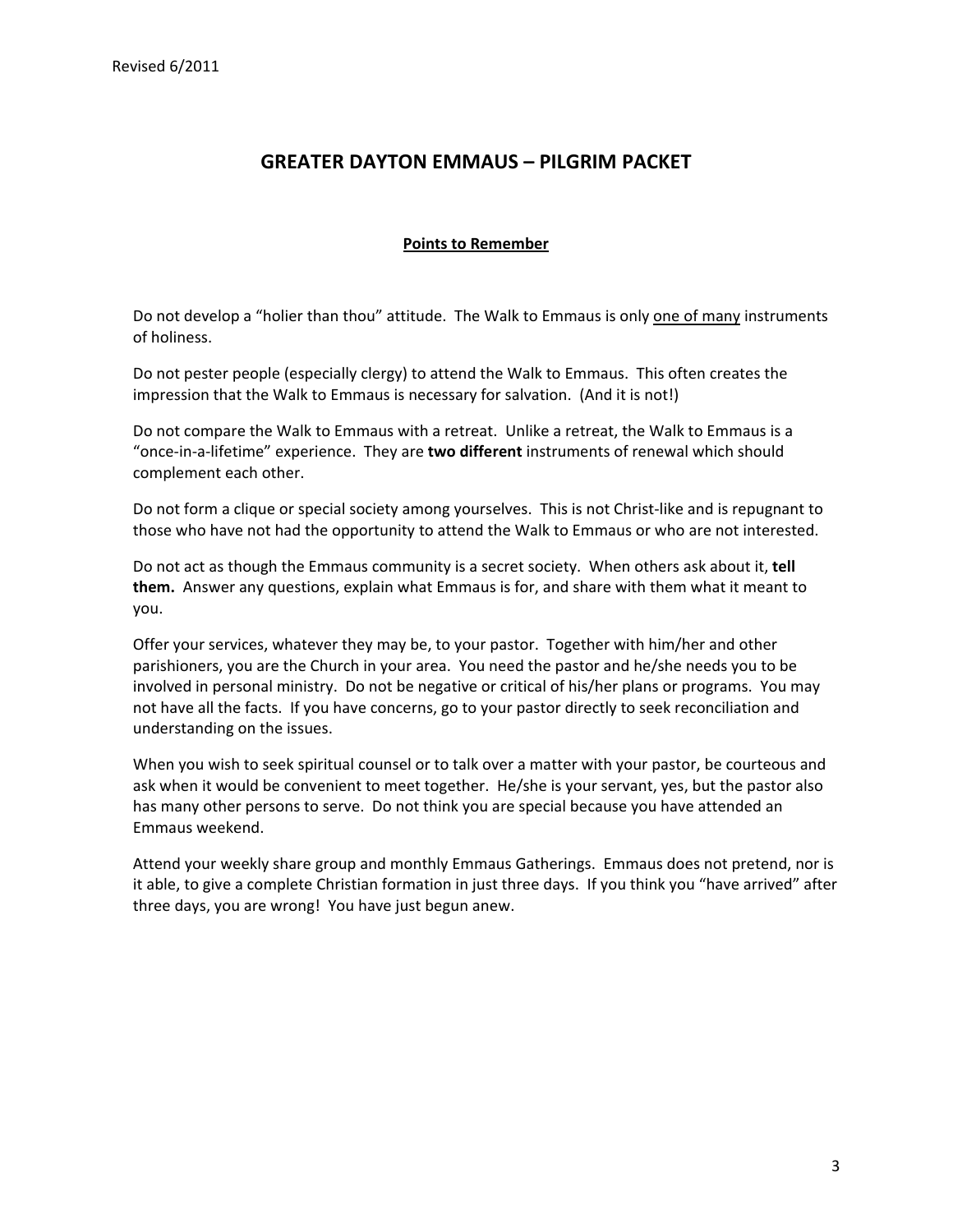# GREATER DAYTON EMMAUS – PILGRIM PACKET

## Points to Remember

Do not develop a "holier than thou" attitude. The Walk to Emmaus is only <u>one of many</u> instruments of holiness.

Do not pester people (especially clergy) to attend the Walk to Emmaus. This often creates the impression that the Walk to Emmaus is necessary for salvation. (And it is not!)

Do not compare the Walk to Emmaus with a retreat. Unlike a retreat, the Walk to Emmaus is a "once-in-a-lifetime" experience. They are **two different** instruments of renewal which should complement each other.

Do not form a clique or special society among yourselves. This is not Christ-like and is repugnant to those who have not had the opportunity to attend the Walk to Emmaus or who are not interested.

Do not act as though the Emmaus community is a secret society. When others ask about it, **tell them.** Answer any questions, explain what Emmaus is for, and share with them what it meant to you.

Offer your services, whatever they may be, to your pastor. Together with him/her and other parishioners, you are the Church in your area. You need the pastor and he/she needs you to be involved in personal ministry. Do not be negative or critical of his/her plans or programs. You may not have all the facts. If you have concerns, go to your pastor directly to seek reconciliation and understanding on the issues.

When you wish to seek spiritual counsel or to talk over a matter with your pastor, be courteous and ask when it would be convenient to meet together. He/she is your servant, yes, but the pastor also has many other persons to serve. Do not think you are special because you have attended an Emmaus weekend.

Attend your weekly share group and monthly Emmaus Gatherings. Emmaus does not pretend, nor is it able, to give a complete Christian formation in just three days. If you think you "have arrived" after three days, you are wrong! You have just begun anew.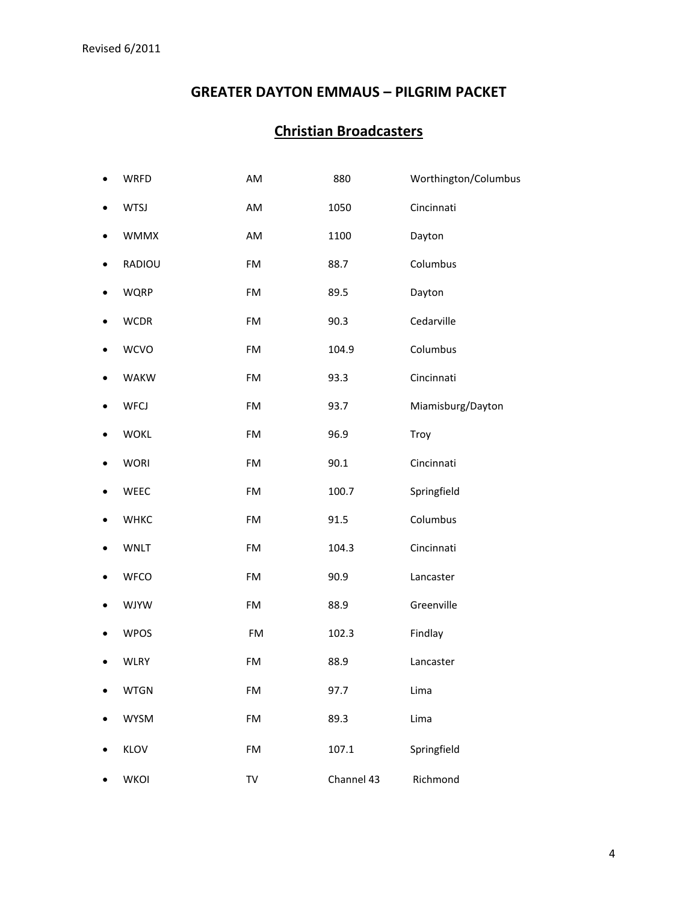Revised 6/2011

# GREATER DAYTON EMMAUS – PILGRIM PACKET

## Christian Broadcasters

- WRFD AM 880 Worthington/Columbus
- WTSJ AM 1050 Cincinnati
- WMMX AM 1100 Dayton
- RADIOU FM 88.7 Columbus
- WQRP FM 89.5 Dayton
- WCDR FM 90.3 Cedarville
- WCVO FM 104.9 Columbus
- WAKW FM 93.3 Cincinnati
- WFCJ FM 93.7 Miamisburg/Dayton
- WOKL FM 96.9 Troy
- WORI FM 90.1 Cincinnati
- WEEC FM 100.7 Springfield
- WHKC FM 91.5 Columbus
- WNLT FM 104.3 Cincinnati
- WFCO FM 90.9 Lancaster
- WJYW FM 88.9 Greenville
- WPOS FM 102.3 Findlay
- WLRY FM 88.9 Lancaster
- WTGN FM 97.7 Lima
- WYSM FM 89.3 Lima
- KLOV FM 107.1 Springfield
- WKOI TV Channel 43 Richmond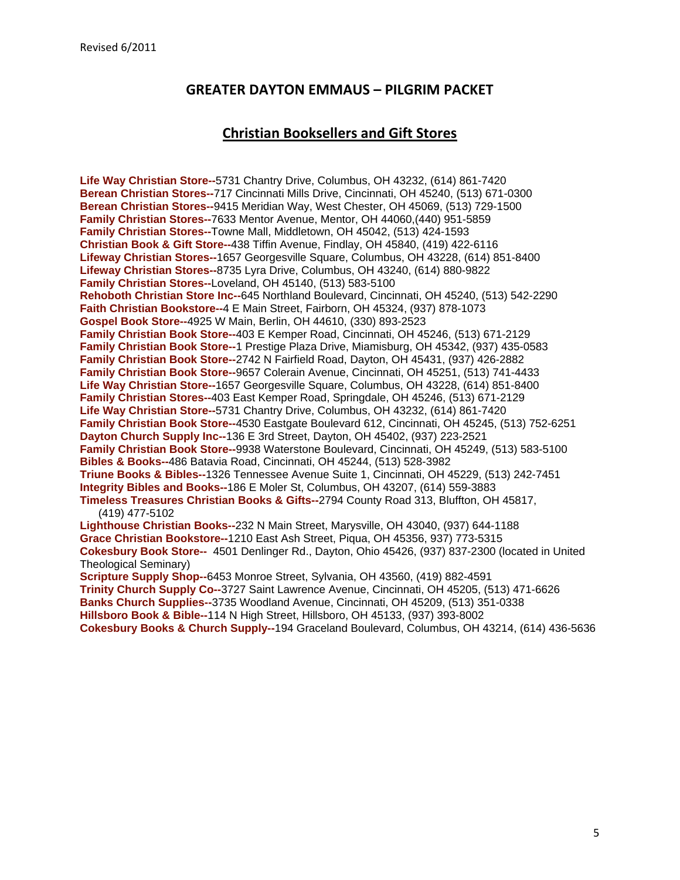Revised 6/2011

## GREATER DAYTON EMMAUS – PILGRIM PACKET

### Christian Booksellers and Gift Stores

**Life Way Christian Store--**5731 Chantry Drive, Columbus, OH 43232, (614) 861-7420
**Berean Christian Stores--**717 Cincinnati Mills Drive, Cincinnati, OH 45240, (513) 671-0300
**Berean Christian Stores--**9415 Meridian Way, West Chester, OH 45069, (513) 729-1500
**Family Christian Stores--**7633 Mentor Avenue, Mentor, OH 44060,(440) 951-5859
**Family Christian Stores--**Towne Mall, Middletown, OH 45042, (513) 424-1593
**Christian Book & Gift Store--**438 Tiffin Avenue, Findlay, OH 45840, (419) 422-6116
**Lifeway Christian Stores--**1657 Georgesville Square, Columbus, OH 43228, (614) 851-8400
**Lifeway Christian Stores--**8735 Lyra Drive, Columbus, OH 43240, (614) 880-9822
**Family Christian Stores--**Loveland, OH 45140, (513) 583-5100
**Rehoboth Christian Store Inc--**645 Northland Boulevard, Cincinnati, OH 45240, (513) 542-2290
**Faith Christian Bookstore--**4 E Main Street, Fairborn, OH 45324, (937) 878-1073
**Gospel Book Store--**4925 W Main, Berlin, OH 44610, (330) 893-2523
**Family Christian Book Store--**403 E Kemper Road, Cincinnati, OH 45246, (513) 671-2129
**Family Christian Book Store--**1 Prestige Plaza Drive, Miamisburg, OH 45342, (937) 435-0583
**Family Christian Book Store--**2742 N Fairfield Road, Dayton, OH 45431, (937) 426-2882
**Family Christian Book Store--**9657 Colerain Avenue, Cincinnati, OH 45251, (513) 741-4433
**Life Way Christian Store--**1657 Georgesville Square, Columbus, OH 43228, (614) 851-8400
**Family Christian Stores--**403 East Kemper Road, Springdale, OH 45246, (513) 671-2129
**Life Way Christian Store--**5731 Chantry Drive, Columbus, OH 43232, (614) 861-7420
**Family Christian Book Store--**4530 Eastgate Boulevard 612, Cincinnati, OH 45245, (513) 752-6251
**Dayton Church Supply Inc--**136 E 3rd Street, Dayton, OH 45402, (937) 223-2521
**Family Christian Book Store--**9938 Waterstone Boulevard, Cincinnati, OH 45249, (513) 583-5100
**Bibles & Books--**486 Batavia Road, Cincinnati, OH 45244, (513) 528-3982
**Triune Books & Bibles--**1326 Tennessee Avenue Suite 1, Cincinnati, OH 45229, (513) 242-7451
**Integrity Bibles and Books--**186 E Moler St, Columbus, OH 43207, (614) 559-3883
**Timeless Treasures Christian Books & Gifts--**2794 County Road 313, Bluffton, OH 45817, (419) 477-5102
**Lighthouse Christian Books--**232 N Main Street, Marysville, OH 43040, (937) 644-1188
**Grace Christian Bookstore--**1210 East Ash Street, Piqua, OH 45356, 937) 773-5315
**Cokesbury Book Store--** 4501 Denlinger Rd., Dayton, Ohio 45426, (937) 837-2300 (located in United Theological Seminary)
**Scripture Supply Shop--**6453 Monroe Street, Sylvania, OH 43560, (419) 882-4591
**Trinity Church Supply Co--**3727 Saint Lawrence Avenue, Cincinnati, OH 45205, (513) 471-6626
**Banks Church Supplies--**3735 Woodland Avenue, Cincinnati, OH 45209, (513) 351-0338
**Hillsboro Book & Bible--**114 N High Street, Hillsboro, OH 45133, (937) 393-8002
**Cokesbury Books & Church Supply--**194 Graceland Boulevard, Columbus, OH 43214, (614) 436-5636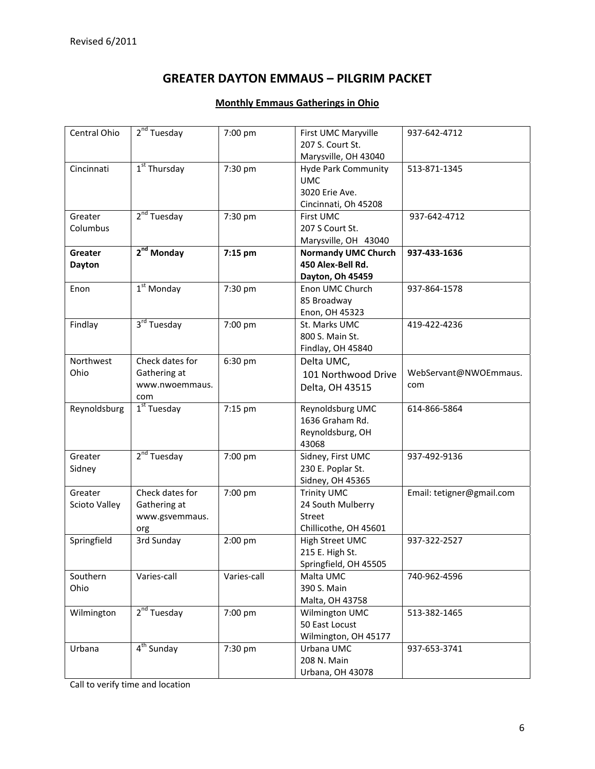Revised 6/2011

# GREATER DAYTON EMMAUS – PILGRIM PACKET

## Monthly Emmaus Gatherings in Ohio

| | | | | |
|---|---|---|---|---|
| Central Ohio | 2nd Tuesday | 7:00 pm | First UMC Maryville<br>207 S. Court St.<br>Marysville, OH 43040 | 937-642-4712 |
| Cincinnati | 1st Thursday | 7:30 pm | Hyde Park Community UMC<br>3020 Erie Ave.<br>Cincinnati, Oh 45208 | 513-871-1345 |
| Greater Columbus | 2nd Tuesday | 7:30 pm | First UMC<br>207 S Court St.<br>Marysville, OH 43040 | 937-642-4712 |
| **Greater Dayton** | **2nd Monday** | **7:15 pm** | **Normandy UMC Church<br>450 Alex-Bell Rd.<br>Dayton, Oh 45459** | **937-433-1636** |
| Enon | 1st Monday | 7:30 pm | Enon UMC Church<br>85 Broadway<br>Enon, OH 45323 | 937-864-1578 |
| Findlay | 3rd Tuesday | 7:00 pm | St. Marks UMC<br>800 S. Main St.<br>Findlay, OH 45840 | 419-422-4236 |
| Northwest Ohio | Check dates for Gathering at www.nwoemmaus.com | 6:30 pm | Delta UMC,<br>101 Northwood Drive<br>Delta, OH 43515 | WebServant@NWOEmmaus.com |
| Reynoldsburg | 1st Tuesday | 7:15 pm | Reynoldsburg UMC<br>1636 Graham Rd.<br>Reynoldsburg, OH 43068 | 614-866-5864 |
| Greater Sidney | 2nd Tuesday | 7:00 pm | Sidney, First UMC<br>230 E. Poplar St.<br>Sidney, OH 45365 | 937-492-9136 |
| Greater Scioto Valley | Check dates for Gathering at www.gsvemmaus.org | 7:00 pm | Trinity UMC<br>24 South Mulberry Street<br>Chillicothe, OH 45601 | Email: tetigner@gmail.com |
| Springfield | 3rd Sunday | 2:00 pm | High Street UMC<br>215 E. High St.<br>Springfield, OH 45505 | 937-322-2527 |
| Southern Ohio | Varies-call | Varies-call | Malta UMC<br>390 S. Main<br>Malta, OH 43758 | 740-962-4596 |
| Wilmington | 2nd Tuesday | 7:00 pm | Wilmington UMC<br>50 East Locust<br>Wilmington, OH 45177 | 513-382-1465 |
| Urbana | 4th Sunday | 7:30 pm | Urbana UMC<br>208 N. Main<br>Urbana, OH 43078 | 937-653-3741 |

Call to verify time and location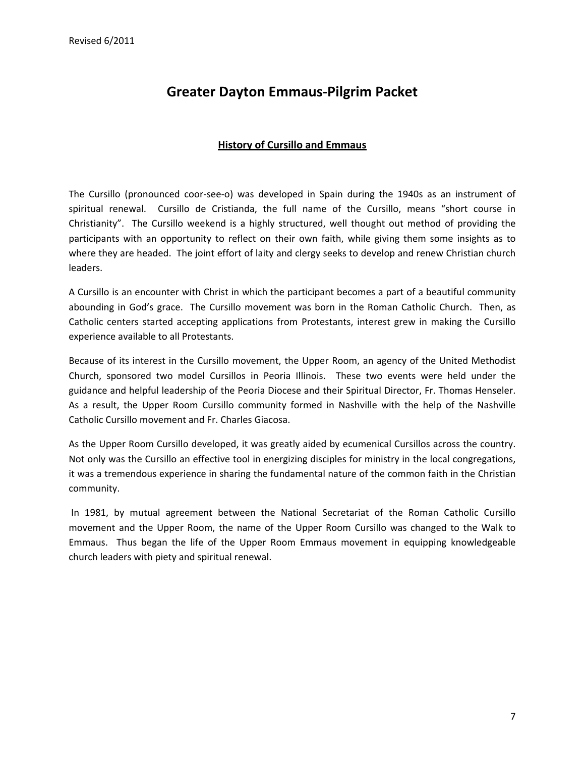# Greater Dayton Emmaus-Pilgrim Packet

## History of Cursillo and Emmaus

The Cursillo (pronounced coor-see-o) was developed in Spain during the 1940s as an instrument of spiritual renewal. Cursillo de Cristianda, the full name of the Cursillo, means "short course in Christianity". The Cursillo weekend is a highly structured, well thought out method of providing the participants with an opportunity to reflect on their own faith, while giving them some insights as to where they are headed. The joint effort of laity and clergy seeks to develop and renew Christian church leaders.

A Cursillo is an encounter with Christ in which the participant becomes a part of a beautiful community abounding in God's grace. The Cursillo movement was born in the Roman Catholic Church. Then, as Catholic centers started accepting applications from Protestants, interest grew in making the Cursillo experience available to all Protestants.

Because of its interest in the Cursillo movement, the Upper Room, an agency of the United Methodist Church, sponsored two model Cursillos in Peoria Illinois. These two events were held under the guidance and helpful leadership of the Peoria Diocese and their Spiritual Director, Fr. Thomas Henseler. As a result, the Upper Room Cursillo community formed in Nashville with the help of the Nashville Catholic Cursillo movement and Fr. Charles Giacosa.

As the Upper Room Cursillo developed, it was greatly aided by ecumenical Cursillos across the country. Not only was the Cursillo an effective tool in energizing disciples for ministry in the local congregations, it was a tremendous experience in sharing the fundamental nature of the common faith in the Christian community.

In 1981, by mutual agreement between the National Secretariat of the Roman Catholic Cursillo movement and the Upper Room, the name of the Upper Room Cursillo was changed to the Walk to Emmaus. Thus began the life of the Upper Room Emmaus movement in equipping knowledgeable church leaders with piety and spiritual renewal.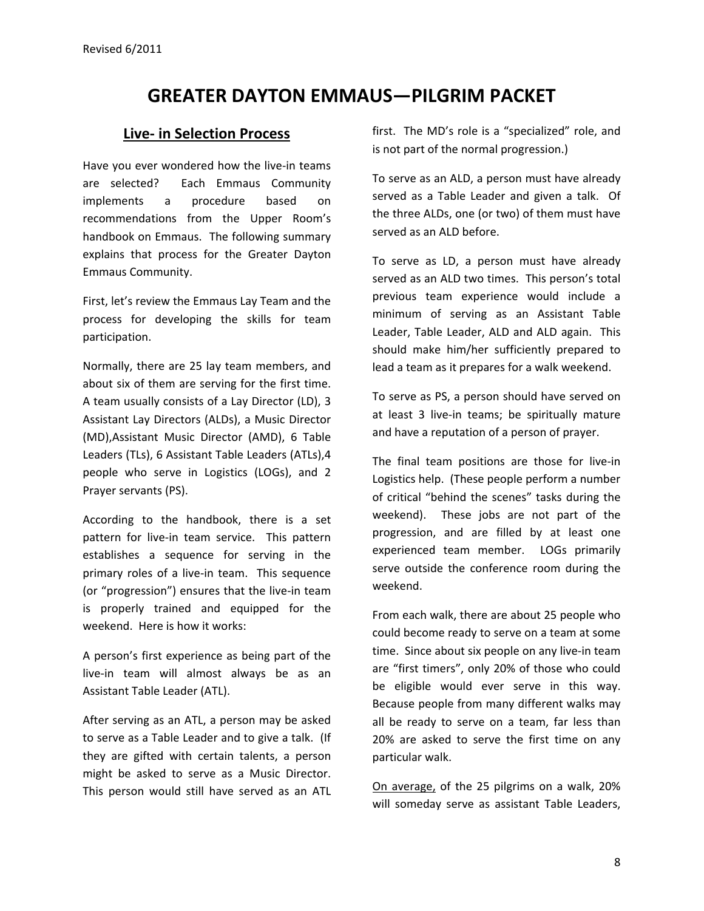# GREATER DAYTON EMMAUS—PILGRIM PACKET

## Live- in Selection Process

Have you ever wondered how the live-in teams are selected? Each Emmaus Community implements a procedure based on recommendations from the Upper Room's handbook on Emmaus. The following summary explains that process for the Greater Dayton Emmaus Community.

First, let's review the Emmaus Lay Team and the process for developing the skills for team participation.

Normally, there are 25 lay team members, and about six of them are serving for the first time. A team usually consists of a Lay Director (LD), 3 Assistant Lay Directors (ALDs), a Music Director (MD),Assistant Music Director (AMD), 6 Table Leaders (TLs), 6 Assistant Table Leaders (ATLs),4 people who serve in Logistics (LOGs), and 2 Prayer servants (PS).

According to the handbook, there is a set pattern for live-in team service. This pattern establishes a sequence for serving in the primary roles of a live-in team. This sequence (or "progression") ensures that the live-in team is properly trained and equipped for the weekend. Here is how it works:

A person's first experience as being part of the live-in team will almost always be as an Assistant Table Leader (ATL).

After serving as an ATL, a person may be asked to serve as a Table Leader and to give a talk. (If they are gifted with certain talents, a person might be asked to serve as a Music Director. This person would still have served as an ATL first. The MD's role is a "specialized" role, and is not part of the normal progression.)

To serve as an ALD, a person must have already served as a Table Leader and given a talk. Of the three ALDs, one (or two) of them must have served as an ALD before.

To serve as LD, a person must have already served as an ALD two times. This person's total previous team experience would include a minimum of serving as an Assistant Table Leader, Table Leader, ALD and ALD again. This should make him/her sufficiently prepared to lead a team as it prepares for a walk weekend.

To serve as PS, a person should have served on at least 3 live-in teams; be spiritually mature and have a reputation of a person of prayer.

The final team positions are those for live-in Logistics help. (These people perform a number of critical "behind the scenes" tasks during the weekend). These jobs are not part of the progression, and are filled by at least one experienced team member. LOGs primarily serve outside the conference room during the weekend.

From each walk, there are about 25 people who could become ready to serve on a team at some time. Since about six people on any live-in team are "first timers", only 20% of those who could be eligible would ever serve in this way. Because people from many different walks may all be ready to serve on a team, far less than 20% are asked to serve the first time on any particular walk.

<u>On average,</u> of the 25 pilgrims on a walk, 20% will someday serve as assistant Table Leaders,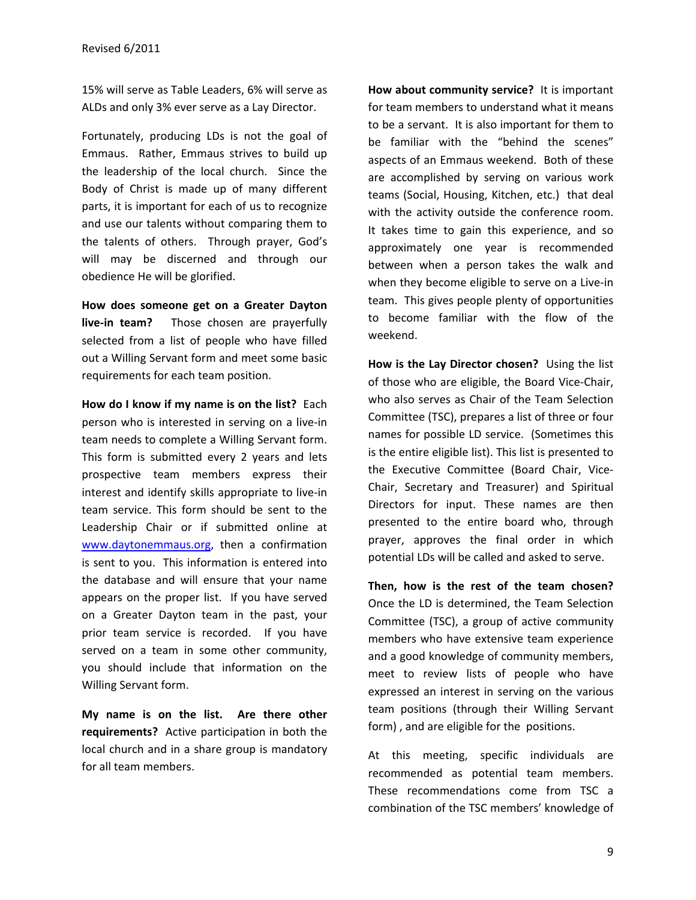15% will serve as Table Leaders, 6% will serve as ALDs and only 3% ever serve as a Lay Director.

Fortunately, producing LDs is not the goal of Emmaus. Rather, Emmaus strives to build up the leadership of the local church. Since the Body of Christ is made up of many different parts, it is important for each of us to recognize and use our talents without comparing them to the talents of others. Through prayer, God's will may be discerned and through our obedience He will be glorified.

**How does someone get on a Greater Dayton live-in team?** Those chosen are prayerfully selected from a list of people who have filled out a Willing Servant form and meet some basic requirements for each team position.

**How do I know if my name is on the list?** Each person who is interested in serving on a live-in team needs to complete a Willing Servant form. This form is submitted every 2 years and lets prospective team members express their interest and identify skills appropriate to live-in team service. This form should be sent to the Leadership Chair or if submitted online at www.daytonemmaus.org, then a confirmation is sent to you. This information is entered into the database and will ensure that your name appears on the proper list. If you have served on a Greater Dayton team in the past, your prior team service is recorded. If you have served on a team in some other community, you should include that information on the Willing Servant form.

**My name is on the list. Are there other requirements?** Active participation in both the local church and in a share group is mandatory for all team members.

**How about community service?** It is important for team members to understand what it means to be a servant. It is also important for them to be familiar with the "behind the scenes" aspects of an Emmaus weekend. Both of these are accomplished by serving on various work teams (Social, Housing, Kitchen, etc.) that deal with the activity outside the conference room. It takes time to gain this experience, and so approximately one year is recommended between when a person takes the walk and when they become eligible to serve on a Live-in team. This gives people plenty of opportunities to become familiar with the flow of the weekend.

**How is the Lay Director chosen?** Using the list of those who are eligible, the Board Vice-Chair, who also serves as Chair of the Team Selection Committee (TSC), prepares a list of three or four names for possible LD service. (Sometimes this is the entire eligible list). This list is presented to the Executive Committee (Board Chair, Vice-Chair, Secretary and Treasurer) and Spiritual Directors for input. These names are then presented to the entire board who, through prayer, approves the final order in which potential LDs will be called and asked to serve.

**Then, how is the rest of the team chosen?** Once the LD is determined, the Team Selection Committee (TSC), a group of active community members who have extensive team experience and a good knowledge of community members, meet to review lists of people who have expressed an interest in serving on the various team positions (through their Willing Servant form) , and are eligible for the positions.

At this meeting, specific individuals are recommended as potential team members. These recommendations come from TSC a combination of the TSC members' knowledge of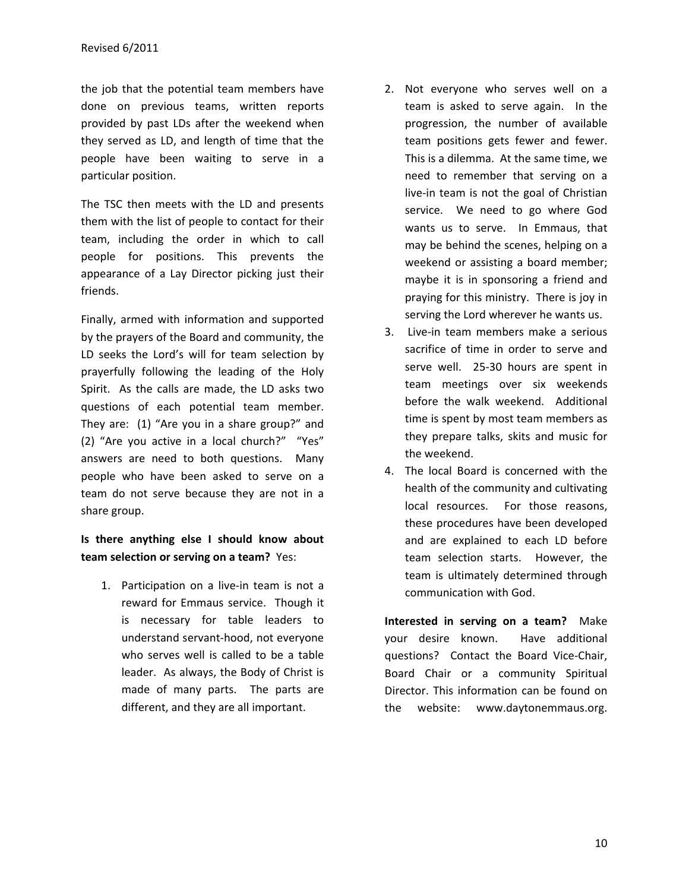the job that the potential team members have done on previous teams, written reports provided by past LDs after the weekend when they served as LD, and length of time that the people have been waiting to serve in a particular position.

The TSC then meets with the LD and presents them with the list of people to contact for their team, including the order in which to call people for positions. This prevents the appearance of a Lay Director picking just their friends.

Finally, armed with information and supported by the prayers of the Board and community, the LD seeks the Lord's will for team selection by prayerfully following the leading of the Holy Spirit. As the calls are made, the LD asks two questions of each potential team member. They are: (1) "Are you in a share group?" and (2) "Are you active in a local church?" "Yes" answers are need to both questions. Many people who have been asked to serve on a team do not serve because they are not in a share group.

**Is there anything else I should know about team selection or serving on a team?** Yes:

1. Participation on a live-in team is not a reward for Emmaus service. Though it is necessary for table leaders to understand servant-hood, not everyone who serves well is called to be a table leader. As always, the Body of Christ is made of many parts. The parts are different, and they are all important.
2. Not everyone who serves well on a team is asked to serve again. In the progression, the number of available team positions gets fewer and fewer. This is a dilemma. At the same time, we need to remember that serving on a live-in team is not the goal of Christian service. We need to go where God wants us to serve. In Emmaus, that may be behind the scenes, helping on a weekend or assisting a board member; maybe it is in sponsoring a friend and praying for this ministry. There is joy in serving the Lord wherever he wants us.
3. Live-in team members make a serious sacrifice of time in order to serve and serve well. 25-30 hours are spent in team meetings over six weekends before the walk weekend. Additional time is spent by most team members as they prepare talks, skits and music for the weekend.
4. The local Board is concerned with the health of the community and cultivating local resources. For those reasons, these procedures have been developed and are explained to each LD before team selection starts. However, the team is ultimately determined through communication with God.

**Interested in serving on a team?** Make your desire known. Have additional questions? Contact the Board Vice-Chair, Board Chair or a community Spiritual Director. This information can be found on the website: www.daytonemmaus.org.